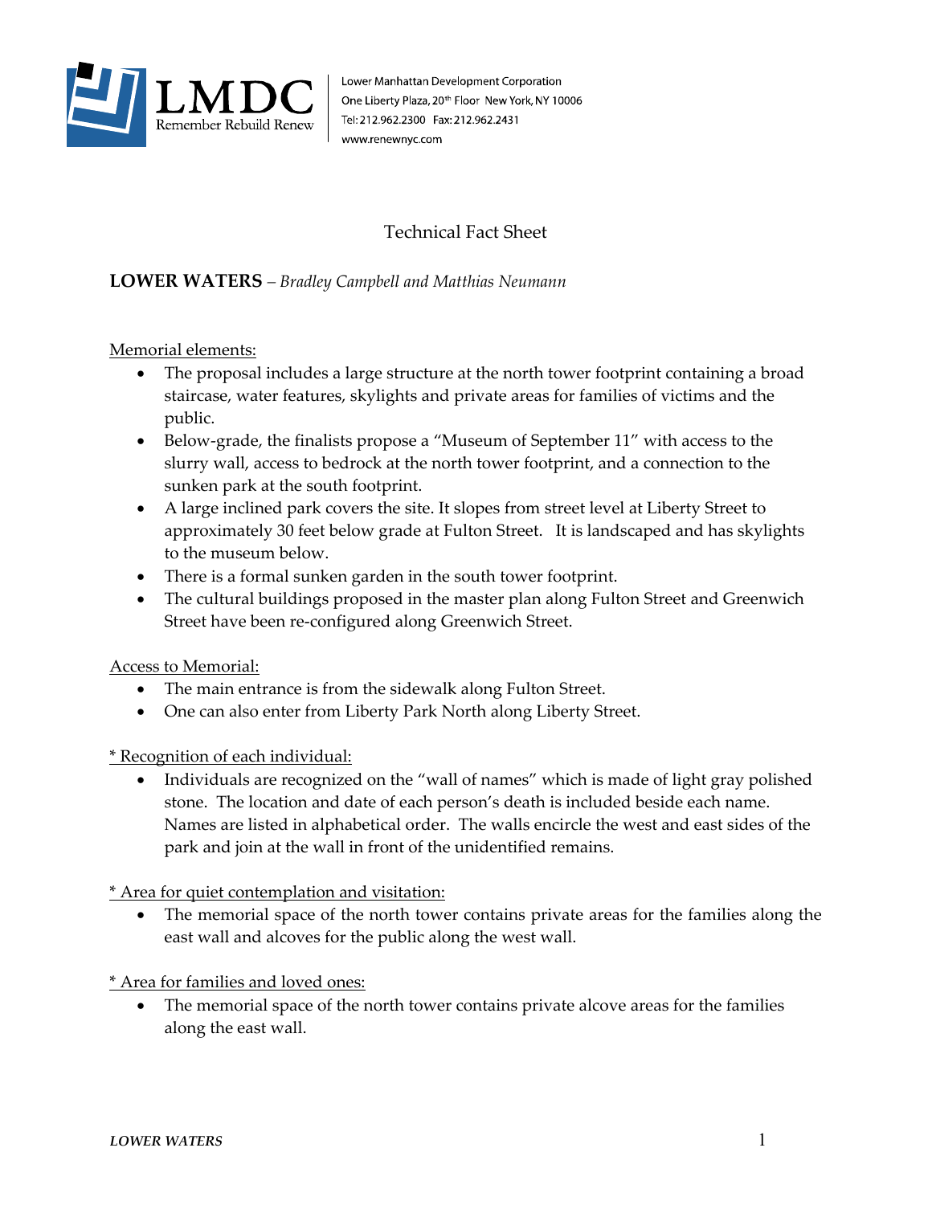Lower Manhattan Development Corporation
One Liberty Plaza, 20th Floor New York, NY 10006
Tel: 212.962.2300 Fax: 212.962.2431
www.renewnyc.com

# Technical Fact Sheet

**LOWER WATERS** – *Bradley Campbell and Matthias Neumann*

Memorial elements:

- The proposal includes a large structure at the north tower footprint containing a broad staircase, water features, skylights and private areas for families of victims and the public.
- Below-grade, the finalists propose a "Museum of September 11" with access to the slurry wall, access to bedrock at the north tower footprint, and a connection to the sunken park at the south footprint.
- A large inclined park covers the site. It slopes from street level at Liberty Street to approximately 30 feet below grade at Fulton Street. It is landscaped and has skylights to the museum below.
- There is a formal sunken garden in the south tower footprint.
- The cultural buildings proposed in the master plan along Fulton Street and Greenwich Street have been re-configured along Greenwich Street.

Access to Memorial:

- The main entrance is from the sidewalk along Fulton Street.
- One can also enter from Liberty Park North along Liberty Street.

* Recognition of each individual:

- Individuals are recognized on the "wall of names" which is made of light gray polished stone. The location and date of each person's death is included beside each name. Names are listed in alphabetical order. The walls encircle the west and east sides of the park and join at the wall in front of the unidentified remains.

* Area for quiet contemplation and visitation:

- The memorial space of the north tower contains private areas for the families along the east wall and alcoves for the public along the west wall.

* Area for families and loved ones:

- The memorial space of the north tower contains private alcove areas for the families along the east wall.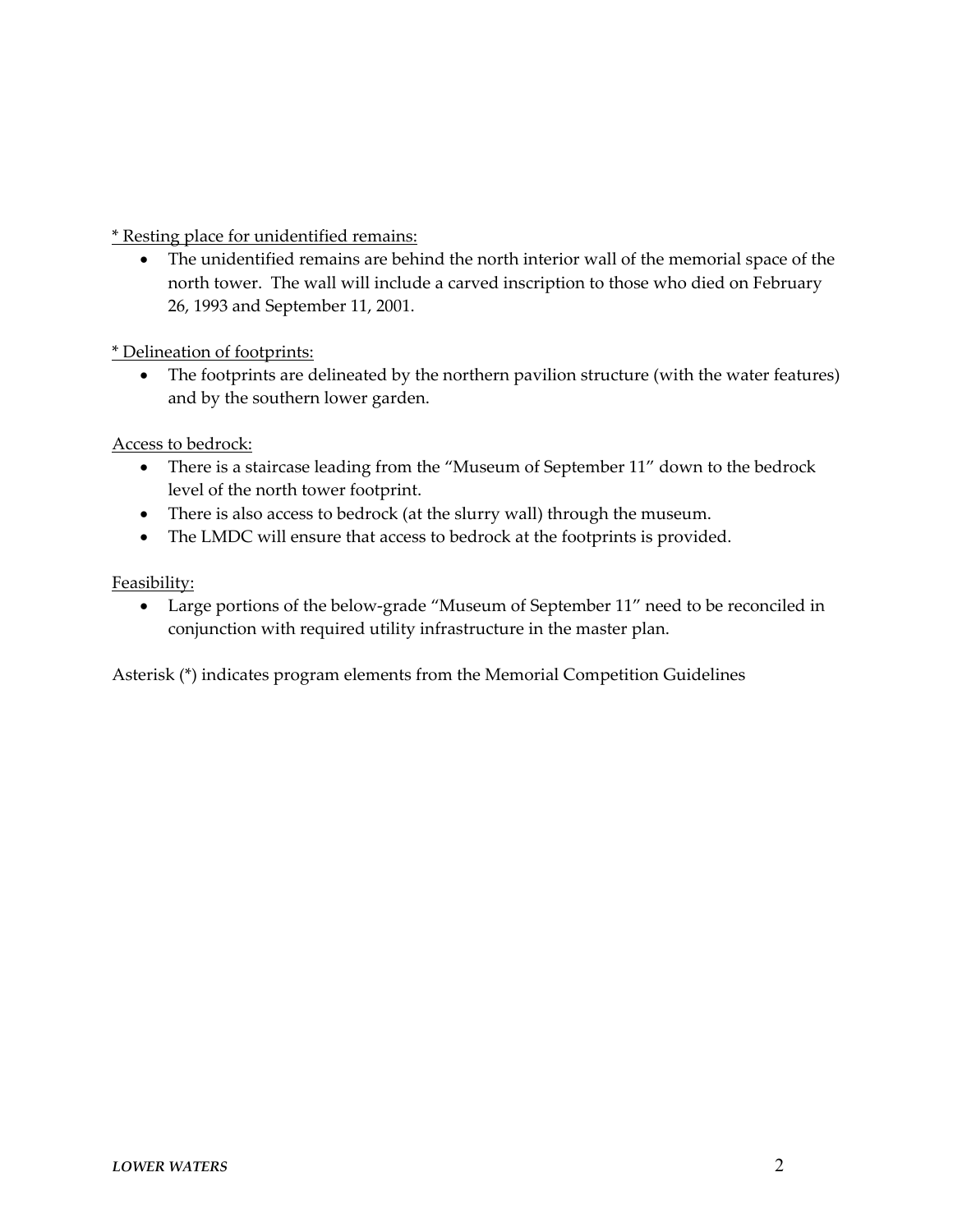<u>* Resting place for unidentified remains:</u>

- The unidentified remains are behind the north interior wall of the memorial space of the north tower. The wall will include a carved inscription to those who died on February 26, 1993 and September 11, 2001.

<u>* Delineation of footprints:</u>

- The footprints are delineated by the northern pavilion structure (with the water features) and by the southern lower garden.

<u>Access to bedrock:</u>

- There is a staircase leading from the "Museum of September 11" down to the bedrock level of the north tower footprint.
- There is also access to bedrock (at the slurry wall) through the museum.
- The LMDC will ensure that access to bedrock at the footprints is provided.

<u>Feasibility:</u>

- Large portions of the below-grade "Museum of September 11" need to be reconciled in conjunction with required utility infrastructure in the master plan.

Asterisk (*) indicates program elements from the Memorial Competition Guidelines